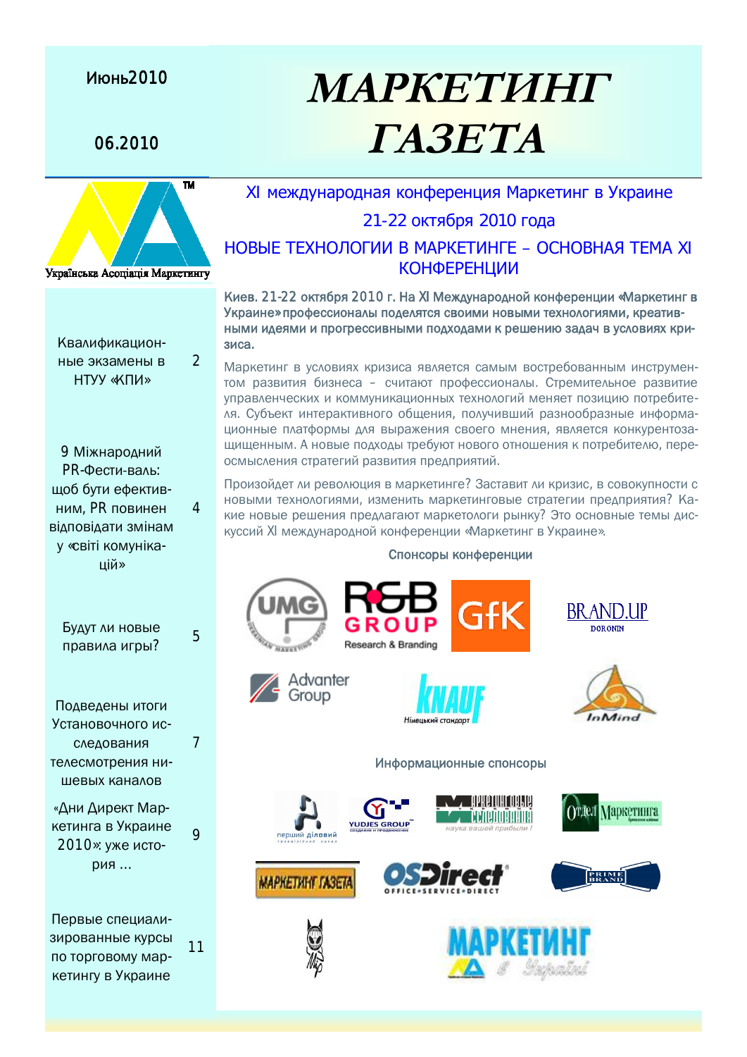Июнь2010

06.2010

# МАРКЕТИНГ ГАЗЕТА

Українська Асоціація Маркетингу

| | |
|---|---|
| Квалификационные экзамены в НТУУ «КПИ» | 2 |
| 9 Міжнародний PR-Фести-валь: щоб бути ефективним, PR повинен відповідати змінам у «світі комунікацій» | 4 |
| Будут ли новые правила игры? | 5 |
| Подведены итоги Установочного исследования телесмотрения нишевых каналов | 7 |
| «Дни Директ Маркетинга в Украине 2010»: уже история ... | 9 |
| Первые специализированные курсы по торговому маркетингу в Украине | 11 |

## XI международная конференция Маркетинг в Украине

## 21-22 октября 2010 года

## НОВЫЕ ТЕХНОЛОГИИ В МАРКЕТИНГЕ – ОСНОВНАЯ ТЕМА XI КОНФЕРЕНЦИИ

**Киев. 21-22 октября 2010 г. На XI Международной конференции «Маркетинг в Украине» профессионалы поделятся своими новыми технологиями, креативными идеями и прогрессивными подходами к решению задач в условиях кризиса.**

Маркетинг в условиях кризиса является самым востребованным инструментом развития бизнеса – считают профессионалы. Стремительное развитие управленческих и коммуникационных технологий меняет позицию потребителя. Субъект интерактивного общения, получивший разнообразные информационные платформы для выражения своего мнения, является конкурентозащищенным. А новые подходы требуют нового отношения к потребителю, переосмысления стратегий развития предприятий.

Произойдет ли революция в маркетинге? Заставит ли кризис, в совокупности с новыми технологиями, изменить маркетинговые стратегии предприятия? Какие новые решения предлагают маркетологи рынку? Это основные темы дискуссий XI международной конференции «Маркетинг в Украине».

Спонсоры конференции

UMG, R&B Group Research & Branding, GfK, BRAND.UP DORONIN, Advanter Group, KNAUF Німецький стандарт, InMind

Информационные спонсоры

перший діловий, YUDJES GROUP, Практичні поради науки вашей прибыли!, Отдел Маркетинга, МАРКЕТИНГ ГАЗЕТА, OSDirect OFFICE-SERVICE-DIRECT, PRIME BRAND, МАРКЕТИНГ в Україні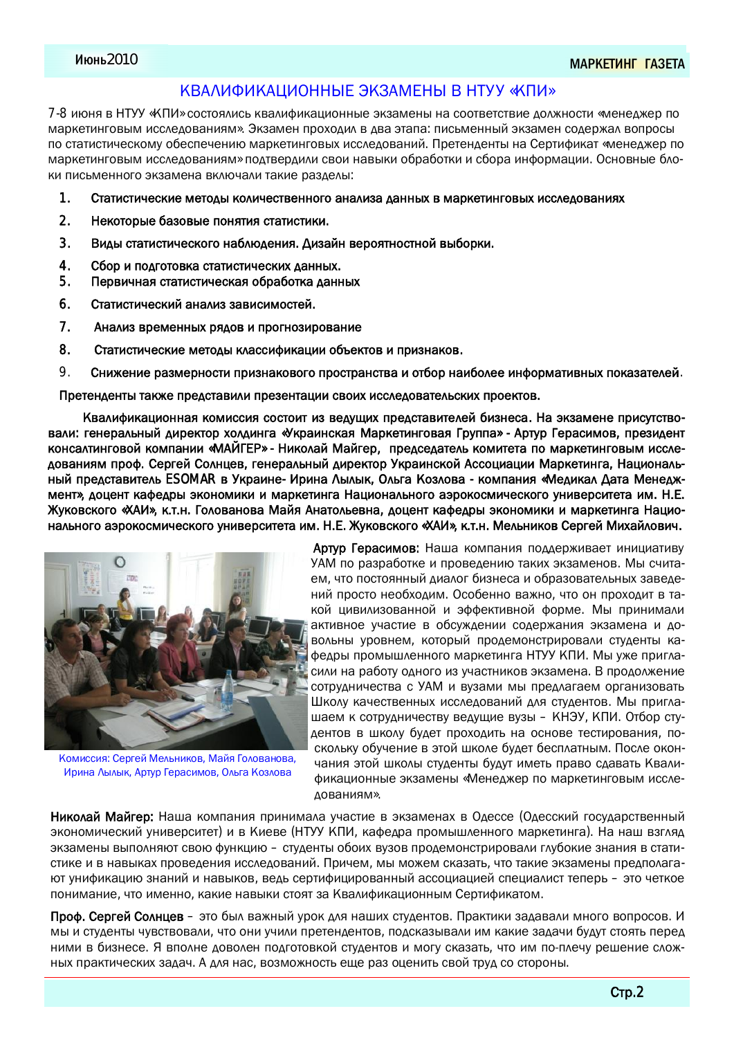# КВАЛИФИКАЦИОННЫЕ ЭКЗАМЕНЫ В НТУУ «КПИ»

7-8 июня в НТУУ «КПИ» состоялись квалификационные экзамены на соответствие должности «менеджер по маркетинговым исследованиям». Экзамен проходил в два этапа: письменный экзамен содержал вопросы по статистическому обеспечению маркетинговых исследований. Претенденты на Сертификат «менеджер по маркетинговым исследованиям» подтвердили свои навыки обработки и сбора информации. Основные блоки письменного экзамена включали такие разделы:

1. **Статистические методы количественного анализа данных в маркетинговых исследованиях**
2. **Некоторые базовые понятия статистики.**
3. **Виды статистического наблюдения. Дизайн вероятностной выборки.**
4. **Сбор и подготовка статистических данных.**
5. **Первичная статистическая обработка данных**
6. **Статистический анализ зависимостей.**
7. **Анализ временных рядов и прогнозирование**
8. **Статистические методы классификации объектов и признаков.**
9. **Снижение размерности признакового пространства и отбор наиболее информативных показателей.**

**Претенденты также представили презентации своих исследовательских проектов.**

**Квалификационная комиссия состоит из ведущих представителей бизнеса. На экзамене присутствовали: генеральный директор холдинга «Украинская Маркетинговая Группа» - Артур Герасимов, президент консалтинговой компании «МАЙГЕР» - Николай Майгер, председатель комитета по маркетинговым исследованиям проф. Сергей Солнцев, генеральный директор Украинской Ассоциации Маркетинга, Национальный представитель ESOMAR в Украине- Ирина Лылык, Ольга Козлова - компания «Медикал Дата Менеджмент», доцент кафедры экономики и маркетинга Национального аэрокосмического университета им. Н.Е. Жуковского «ХАИ», к.т.н. Голованова Майя Анатольевна, доцент кафедры экономики и маркетинга Национального аэрокосмического университета им. Н.Е. Жуковского «ХАИ», к.т.н. Мельников Сергей Михайлович.**

Комиссия: Сергей Мельников, Майя Голованова, Ирина Лылык, Артур Герасимов, Ольга Козлова

**Артур Герасимов:** Наша компания поддерживает инициативу УАМ по разработке и проведению таких экзаменов. Мы считаем, что постоянный диалог бизнеса и образовательных заведений просто необходим. Особенно важно, что он проходит в такой цивилизованной и эффективной форме. Мы принимали активное участие в обсуждении содержания экзамена и довольны уровнем, который продемонстрировали студенты кафедры промышленного маркетинга НТУУ КПИ. Мы уже пригласили на работу одного из участников экзамена. В продолжение сотрудничества с УАМ и вузами мы предлагаем организовать Школу качественных исследований для студентов. Мы приглашаем к сотрудничеству ведущие вузы – КНЭУ, КПИ. Отбор студентов в школу будет проходить на основе тестирования, поскольку обучение в этой школе будет бесплатным. После окончания этой школы студенты будут иметь право сдавать Квалификационные экзамены «Менеджер по маркетинговым исследованиям».

**Николай Майгер:** Наша компания принимала участие в экзаменах в Одессе (Одесский государственный экономический университет) и в Киеве (НТУУ КПИ, кафедра промышленного маркетинга). На наш взгляд экзамены выполняют свою функцию – студенты обоих вузов продемонстрировали глубокие знания в статистике и в навыках проведения исследований. Причем, мы можем сказать, что такие экзамены предполагают унификацию знаний и навыков, ведь сертифицированный ассоциацией специалист теперь – это четкое понимание, что именно, какие навыки стоят за Квалификационным Сертификатом.

**Проф. Сергей Солнцев** – это был важный урок для наших студентов. Практики задавали много вопросов. И мы и студенты чувствовали, что они учили претендентов, подсказывали им какие задачи будут стоять перед ними в бизнесе. Я вполне доволен подготовкой студентов и могу сказать, что им по-плечу решение сложных практических задач. А для нас, возможность еще раз оценить свой труд со стороны.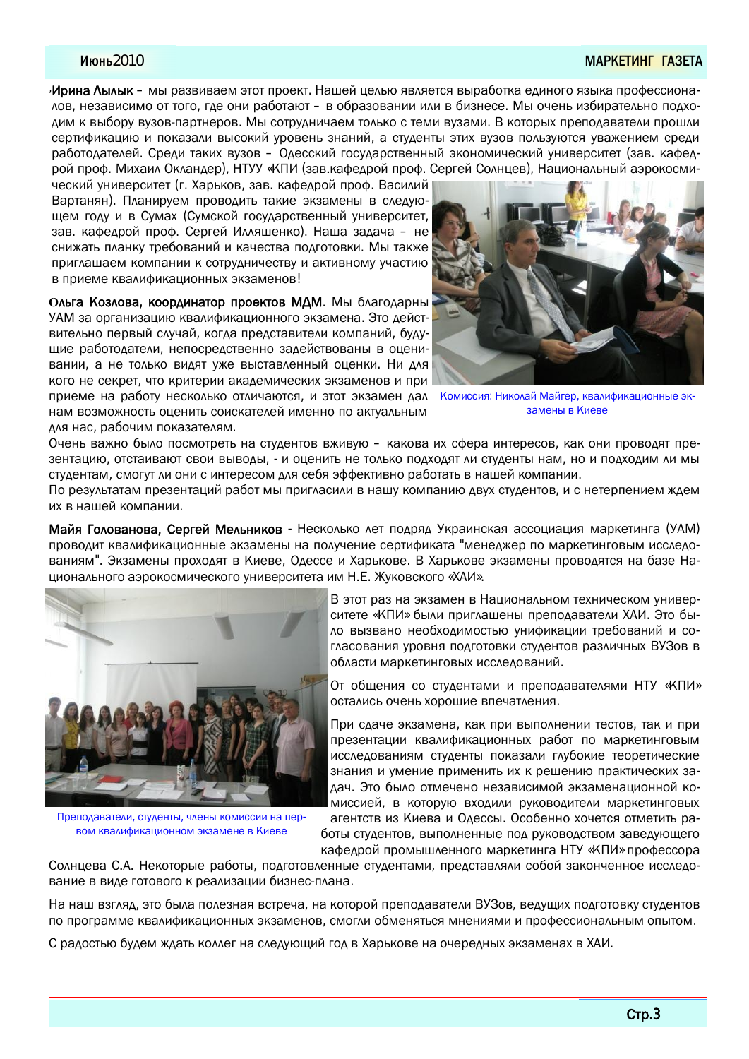**Ирина Лылык** – мы развиваем этот проект. Нашей целью является выработка единого языка профессионалов, независимо от того, где они работают – в образовании или в бизнесе. Мы очень избирательно подходим к выбору вузов-партнеров. Мы сотрудничаем только с теми вузами. В которых преподаватели прошли сертификацию и показали высокий уровень знаний, а студенты этих вузов пользуются уважением среди работодателей. Среди таких вузов – Одесский государственный экономический университет (зав. кафедрой проф. Михаил Окландер), НТУУ «КПИ (зав.кафедрой проф. Сергей Солнцев), Национальный аэрокосмический университет (г. Харьков, зав. кафедрой проф. Василий Вартанян). Планируем проводить такие экзамены в следующем году и в Сумах (Сумской государственный университет, зав. кафедрой проф. Сергей Илляшенко). Наша задача – не снижать планку требований и качества подготовки. Мы также приглашаем компании к сотрудничеству и активному участию в приеме квалификационных экзаменов!

**Ольга Козлова, координатор проектов МДМ**. Мы благодарны УАМ за организацию квалификационного экзамена. Это действительно первый случай, когда представители компаний, будущие работодатели, непосредственно задействованы в оценивании, а не только видят уже выставленный оценки. Ни для кого не секрет, что критерии академических экзаменов и при приеме на работу несколько отличаются, и этот экзамен дал нам возможность оценить соискателей именно по актуальным для нас, рабочим показателям.

Комиссия: Николай Майгер, квалификационные экзамены в Киеве

Очень важно было посмотреть на студентов вживую – какова их сфера интересов, как они проводят презентацию, отстаивают свои выводы, - и оценить не только подходят ли студенты нам, но и подходим ли мы студентам, смогут ли они с интересом для себя эффективно работать в нашей компании.

По результатам презентаций работ мы пригласили в нашу компанию двух студентов, и с нетерпением ждем их в нашей компании.

**Майя Голованова, Сергей Мельников** - Несколько лет подряд Украинская ассоциация маркетинга (УАМ) проводит квалификационные экзамены на получение сертификата "менеджер по маркетинговым исследованиям". Экзамены проходят в Киеве, Одессе и Харькове. В Харькове экзамены проводятся на базе Национального аэрокосмического университета им Н.Е. Жуковского «ХАИ».

В этот раз на экзамен в Национальном техническом университете «КПИ» были приглашены преподаватели ХАИ. Это было вызвано необходимостью унификации требований и согласования уровня подготовки студентов различных ВУЗов в области маркетинговых исследований.

От общения со студентами и преподавателями НТУ «КПИ» остались очень хорошие впечатления.

При сдаче экзамена, как при выполнении тестов, так и при презентации квалификационных работ по маркетинговым исследованиям студенты показали глубокие теоретические знания и умение применить их к решению практических задач. Это было отмечено независимой экзаменационной комиссией, в которую входили руководители маркетинговых агентств из Киева и Одессы. Особенно хочется отметить работы студентов, выполненные под руководством заведующего кафедрой промышленного маркетинга НТУ «КПИ» профессора Солнцева С.А. Некоторые работы, подготовленные студентами, представляли собой законченное исследование в виде готового к реализации бизнес-плана.

Преподаватели, студенты, члены комиссии на первом квалификационном экзамене в Киеве

На наш взгляд, это была полезная встреча, на которой преподаватели ВУЗов, ведущих подготовку студентов по программе квалификационных экзаменов, смогли обменяться мнениями и профессиональным опытом.

С радостью будем ждать коллег на следующий год в Харькове на очередных экзаменах в ХАИ.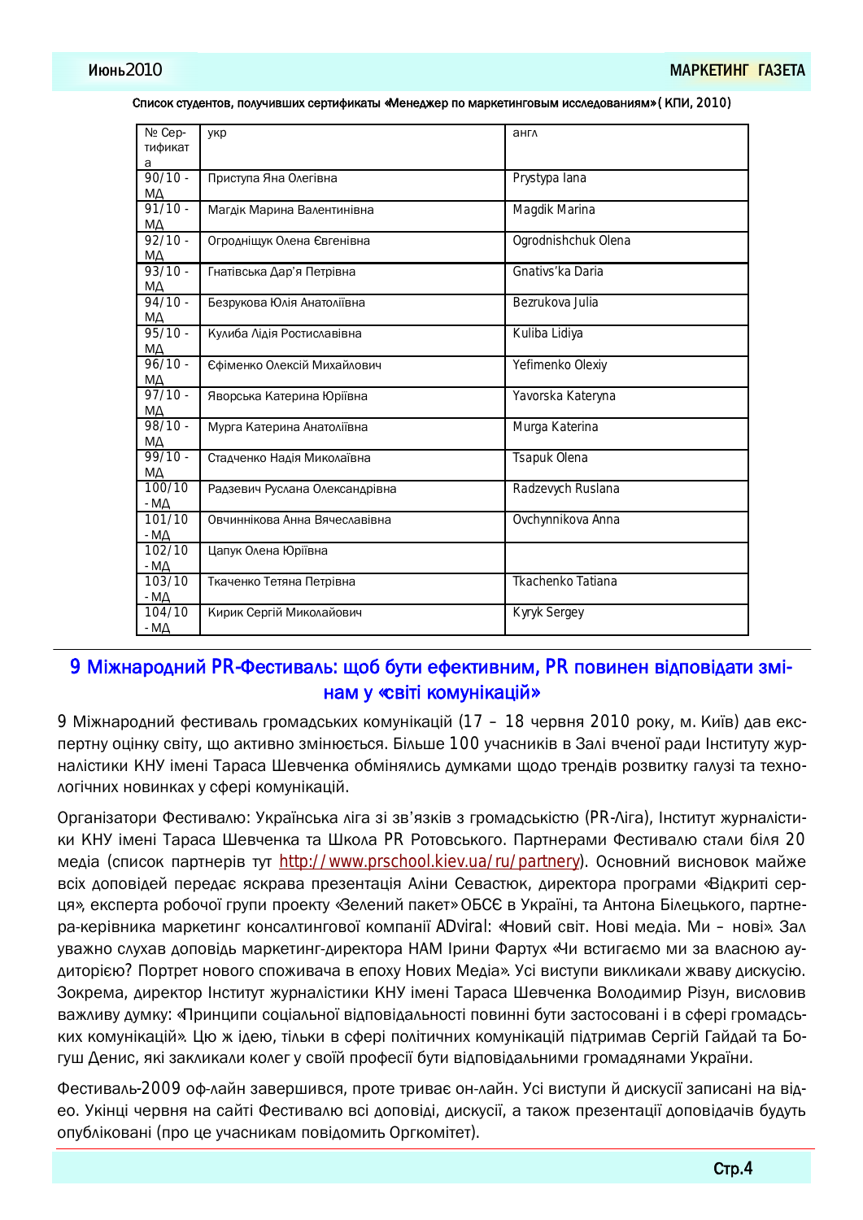Список студентов, получивших сертификаты «Менеджер по маркетинговым исследованиям» ( КПИ, 2010)

| № Сертификата | укр | англ |
|---|---|---|
| 90/10 - МД | Приступа Яна Олегівна | Prystypa Iana |
| 91/10 - МД | Магдік Марина Валентинівна | Magdik Marina |
| 92/10 - МД | Огроднiщук Олена Євгенiвна | Ogrodnishchuk Olena |
| 93/10 - МД | Гнатівська Дар'я Петрівна | Gnativs'ka Daria |
| 94/10 - МД | Безрукова Юлія Анатоліївна | Bezrukova Julia |
| 95/10 - МД | Кулиба Лідія Ростиславівна | Kuliba Lidiya |
| 96/10 - МД | Єфіменко Олексій Михайлович | Yefimenko Olexiy |
| 97/10 - МД | Яворська Катерина Юріївна | Yavorska Kateryna |
| 98/10 - МД | Мурга Катерина Анатоліївна | Murga Katerina |
| 99/10 - МД | Стадченко Надія Миколаївна | Tsapuk Olena |
| 100/10 - МД | Радзевич Руслана Олександрівна | Radzevych Ruslana |
| 101/10 - МД | Овчиннікова Анна Вячеславівна | Ovchynnikova Anna |
| 102/10 - МД | Цапук Олена Юріївна | |
| 103/10 - МД | Ткаченко Тетяна Петрівна | Tkachenko Tatiana |
| 104/10 - МД | Кирик Сергій Миколайович | Kyryk Sergey |

## 9 Міжнародний PR-Фестиваль: щоб бути ефективним, PR повинен відповідати змінам у «світі комунікацій»

9 Міжнародний фестиваль громадських комунікацій (17 – 18 червня 2010 року, м. Київ) дав експертну оцінку світу, що активно змінюється. Більше 100 учасників в Залі вченої ради Інституту журналістики КНУ імені Тараса Шевченка обмінялись думками щодо трендів розвитку галузі та технологічних новинках у сфері комунікацій.

Організатори Фестивалю: Українська ліга зі зв'язків з громадськістю (PR-Ліга), Інститут журналістики КНУ імені Тараса Шевченка та Школа PR Ротовського. Партнерами Фестивалю стали біля 20 медіа (список партнерів тут http://www.prschool.kiev.ua/ru/partnery). Основний висновок майже всіх доповідей передає яскрава презентація Аліни Севастюк, директора програми «Відкриті серця», експерта робочої групи проекту «Зелений пакет» ОБСЄ в Україні, та Антона Білецького, партнера-керівника маркетинг консалтингової компанії ADviral: «Новий світ. Нові медіа. Ми – нові». Зал уважно слухав доповідь маркетинг-директора НАМ Ірини Фартух «Чи встигаємо ми за власною аудиторією? Портрет нового споживача в епоху Нових Медіа». Усі виступи викликали жваву дискусію. Зокрема, директор Інститут журналістики КНУ імені Тараса Шевченка Володимир Різун, висловив важливу думку: «Принципи соціальної відповідальності повинні бути застосовані і в сфері громадських комунікацій». Цю ж ідею, тільки в сфері політичних комунікацій підтримав Сергій Гайдай та Богуш Денис, які закликали колег у своїй професії бути відповідальними громадянами України.

Фестиваль-2009 оф-лайн завершився, проте триває он-лайн. Усі виступи й дискусії записані на відео. Укінці червня на сайті Фестивалю всі доповіді, дискусії, а також презентації доповідачів будуть опубліковані (про це учасникам повідомить Оргкомітет).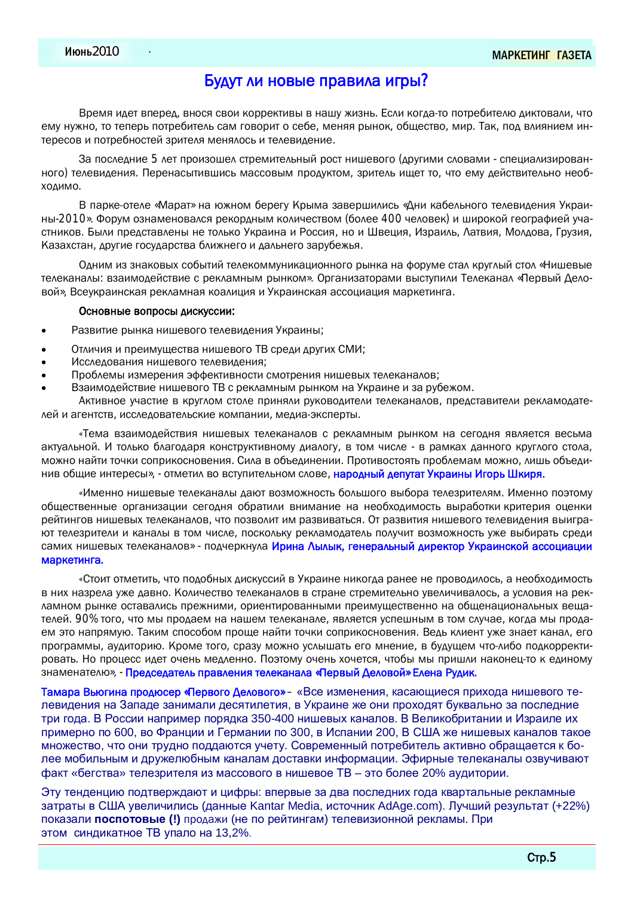# Будут ли новые правила игры?

Время идет вперед, внося свои коррективы в нашу жизнь. Если когда-то потребителю диктовали, что ему нужно, то теперь потребитель сам говорит о себе, меняя рынок, общество, мир. Так, под влиянием интересов и потребностей зрителя менялось и телевидение.

За последние 5 лет произошел стремительный рост нишевого (другими словами - специализированного) телевидения. Перенасытившись массовым продуктом, зритель ищет то, что ему действительно необходимо.

В парке-отеле «Марат» на южном берегу Крыма завершились «Дни кабельного телевидения Украины-2010». Форум ознаменовался рекордным количеством (более 400 человек) и широкой географией участников. Были представлены не только Украина и Россия, но и Швеция, Израиль, Латвия, Молдова, Грузия, Казахстан, другие государства ближнего и дальнего зарубежья.

Одним из знаковых событий телекоммуникационного рынка на форуме стал круглый стол «Нишевые телеканалы: взаимодействие с рекламным рынком». Организаторами выступили Телеканал «Первый Деловой», Всеукраинская рекламная коалиция и Украинская ассоциация маркетинга.

**Основные вопросы дискуссии:**

- Развитие рынка нишевого телевидения Украины;
- Отличия и преимущества нишевого ТВ среди других СМИ;
- Исследования нишевого телевидения;
- Проблемы измерения эффективности смотрения нишевых телеканалов;
- Взаимодействие нишевого ТВ с рекламным рынком на Украине и за рубежом.

Активное участие в круглом столе приняли руководители телеканалов, представители рекламодателей и агентств, исследовательские компании, медиа-эксперты.

«Тема взаимодействия нишевых телеканалов с рекламным рынком на сегодня является весьма актуальной. И только благодаря конструктивному диалогу, в том числе - в рамках данного круглого стола, можно найти точки соприкосновения. Сила в объединении. Противостоять проблемам можно, лишь объединив общие интересы», - отметил во вступительном слове, **народный депутат Украины Игорь Шкиря.**

«Именно нишевые телеканалы дают возможность большого выбора телезрителям. Именно поэтому общественные организации сегодня обратили внимание на необходимость выработки критерия оценки рейтингов нишевых телеканалов, что позволит им развиваться. От развития нишевого телевидения выиграют телезрители и каналы в том числе, поскольку рекламодатель получит возможность уже выбирать среди самих нишевых телеканалов» - подчеркнула **Ирина Лылык, генеральный директор Украинской ассоциации маркетинга.**

«Стоит отметить, что подобных дискуссий в Украине никогда ранее не проводилось, а необходимость в них назрела уже давно. Количество телеканалов в стране стремительно увеличивалось, а условия на рекламном рынке оставались прежними, ориентированными преимущественно на общенациональных вещателей. 90% того, что мы продаем на нашем телеканале, является успешным в том случае, когда мы продаем это напрямую. Таким способом проще найти точки соприкосновения. Ведь клиент уже знает канал, его программы, аудиторию. Кроме того, сразу можно услышать его мнение, в будущем что-либо подкорректировать. Но процесс идет очень медленно. Поэтому очень хочется, чтобы мы пришли наконец-то к единому знаменателю», - **Председатель правления телеканала «Первый Деловой» Елена Рудик.**

**Тамара Вьюгина продюсер «Первого Делового»** – «Все изменения, касающиеся прихода нишевого телевидения на Западе занимали десятилетия, в Украине же они проходят буквально за последние три года. В России например порядка 350-400 нишевых каналов. В Великобритании и Израиле их примерно по 600, во Франции и Германии по 300, в Испании 200, В США же нишевых каналов такое множество, что они трудно поддаются учету. Современный потребитель активно обращается к более мобильным и дружелюбным каналам доставки информации. Эфирные телеканалы озвучивают факт «бегства» телезрителя из массового в нишевое ТВ – это более 20% аудитории.

Эту тенденцию подтверждают и цифры: впервые за два последних года квартальные рекламные затраты в США увеличились (данные Kantar Media, источник AdAge.com). Лучший результат (+22%) показали **поспотовые (!)** продажи (не по рейтингам) телевизионной рекламы. При этом синдикатное ТВ упало на 13,2%.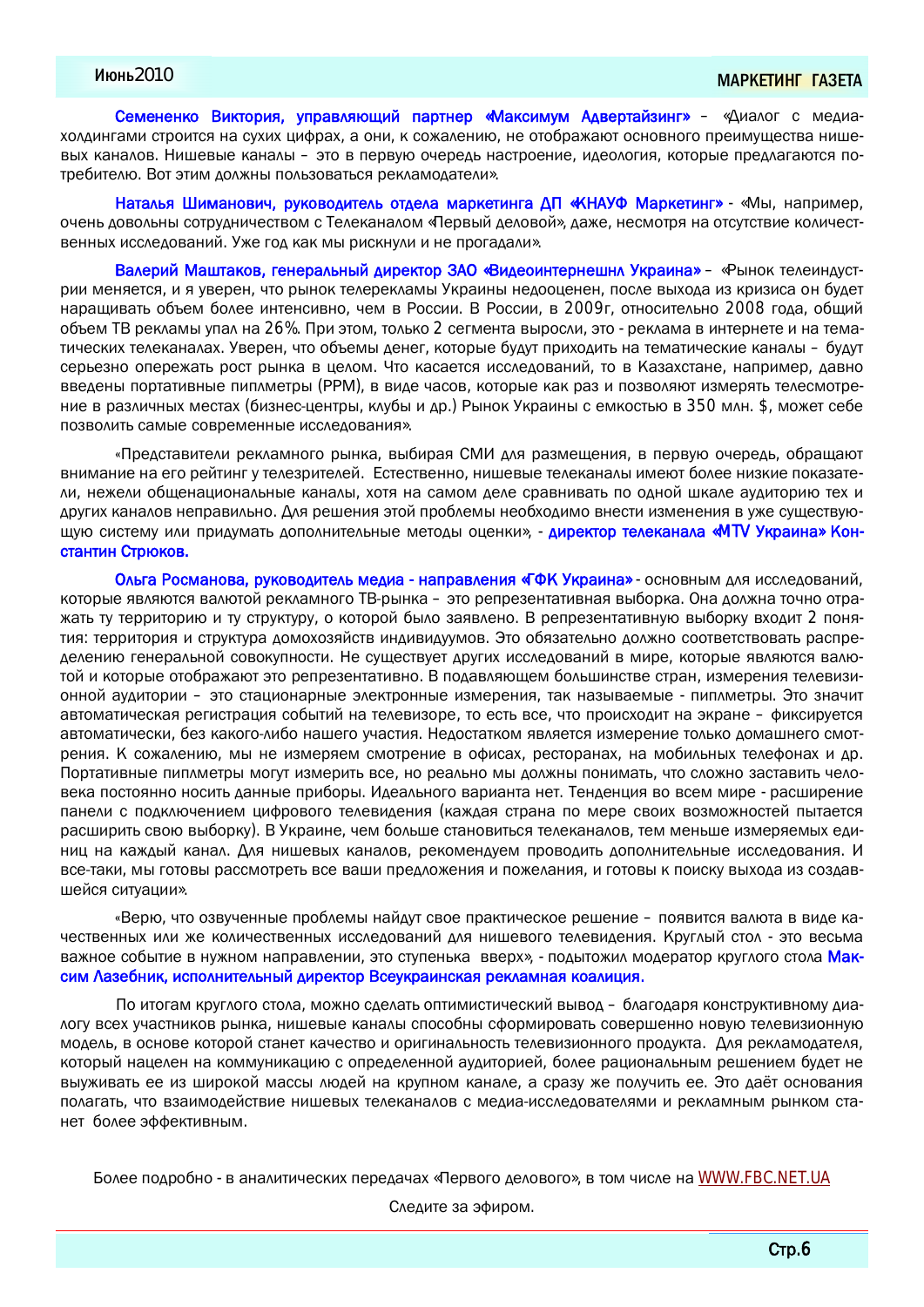**Семененко Виктория, управляющий партнер «Максимум Адвертайзинг»** – «Диалог с медиа-холдингами строится на сухих цифрах, а они, к сожалению, не отображают основного преимущества нишевых каналов. Нишевые каналы – это в первую очередь настроение, идеология, которые предлагаются потребителю. Вот этим должны пользоваться рекламодатели».

**Наталья Шиманович, руководитель отдела маркетинга ДП «КНАУФ Маркетинг»** - «Мы, например, очень довольны сотрудничеством с Телеканалом «Первый деловой», даже, несмотря на отсутствие количественных исследований. Уже год как мы рискнули и не прогадали».

**Валерий Маштаков, генеральный директор ЗАО «Видеоинтернешнл Украина»** – «Рынок телеиндустрии меняется, и я уверен, что рынок телерекламы Украины недооценен, после выхода из кризиса он будет наращивать объем более интенсивно, чем в России. В России, в 2009г, относительно 2008 года, общий объем ТВ рекламы упал на 26%. При этом, только 2 сегмента выросли, это - реклама в интернете и на тематических телеканалах. Уверен, что объемы денег, которые будут приходить на тематические каналы – будут серьезно опережать рост рынка в целом. Что касается исследований, то в Казахстане, например, давно введены портативные пиплметры (PPM), в виде часов, которые как раз и позволяют измерять телесмотрение в различных местах (бизнес-центры, клубы и др.) Рынок Украины с емкостью в 350 млн. $, может себе позволить самые современные исследования».

«Представители рекламного рынка, выбирая СМИ для размещения, в первую очередь, обращают внимание на его рейтинг у телезрителей. Естественно, нишевые телеканалы имеют более низкие показатели, нежели общенациональные каналы, хотя на самом деле сравнивать по одной шкале аудиторию тех и других каналов неправильно. Для решения этой проблемы необходимо внести изменения в уже существующую систему или придумать дополнительные методы оценки», - **директор телеканала «MTV Украина» Константин Стрюков.**

**Ольга Росманова, руководитель медиа - направления «ГФК Украина»** - основным для исследований, которые являются валютой рекламного ТВ-рынка – это репрезентативная выборка. Она должна точно отражать ту территорию и ту структуру, о которой было заявлено. В репрезентативную выборку входит 2 понятия: территория и структура домохозяйств индивидуумов. Это обязательно должно соответствовать распределению генеральной совокупности. Не существует других исследований в мире, которые являются валютой и которые отображают это репрезентативно. В подавляющем большинстве стран, измерения телевизионной аудитории – это стационарные электронные измерения, так называемые - пиплметры. Это значит автоматическая регистрация событий на телевизоре, то есть все, что происходит на экране – фиксируется автоматически, без какого-либо нашего участия. Недостатком является измерение только домашнего смотрения. К сожалению, мы не измеряем смотрение в офисах, ресторанах, на мобильных телефонах и др. Портативные пиплметры могут измерить все, но реально мы должны понимать, что сложно заставить человека постоянно носить данные приборы. Идеального варианта нет. Тенденция во всем мире - расширение панели с подключением цифрового телевидения (каждая страна по мере своих возможностей пытается расширить свою выборку). В Украине, чем больше становиться телеканалов, тем меньше измеряемых единиц на каждый канал. Для нишевых каналов, рекомендуем проводить дополнительные исследования. И все-таки, мы готовы рассмотреть все ваши предложения и пожелания, и готовы к поиску выхода из создавшейся ситуации».

«Верю, что озвученные проблемы найдут свое практическое решение – появится валюта в виде качественных или же количественных исследований для нишевого телевидения. Круглый стол - это весьма важное событие в нужном направлении, это ступенька вверх», - подытожил модератор круглого стола **Максим Лазебник, исполнительный директор Всеукраинская рекламная коалиция.**

По итогам круглого стола, можно сделать оптимистический вывод – благодаря конструктивному диалогу всех участников рынка, нишевые каналы способны сформировать совершенно новую телевизионную модель, в основе которой станет качество и оригинальность телевизионного продукта. Для рекламодателя, который нацелен на коммуникацию с определенной аудиторией, более рациональным решением будет не выуживать ее из широкой массы людей на крупном канале, а сразу же получить ее. Это даёт основания полагать, что взаимодействие нишевых телеканалов с медиа-исследователями и рекламным рынком станет более эффективным.

Более подробно - в аналитических передачах «Первого делового», в том числе на WWW.FBC.NET.UA

Следите за эфиром.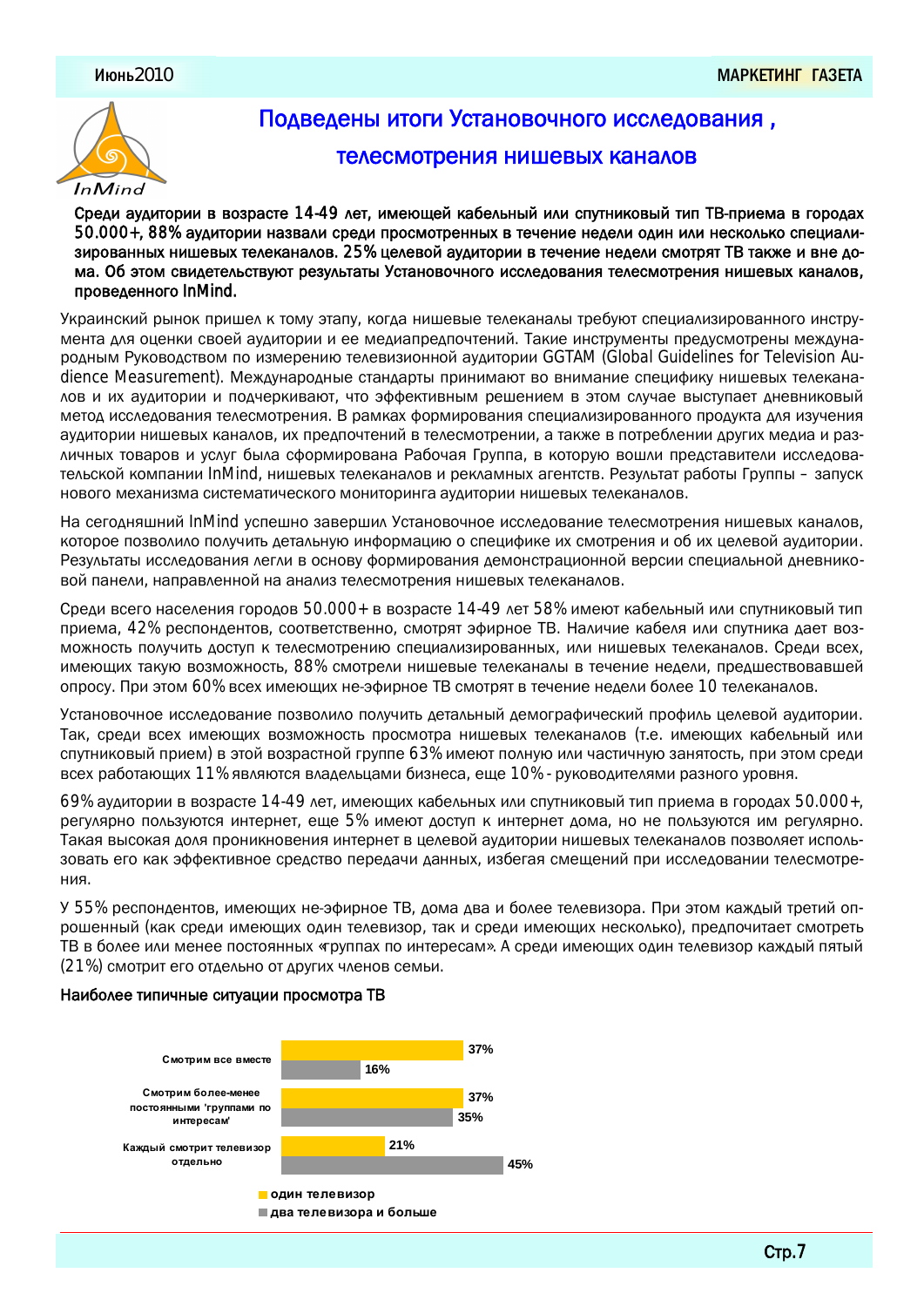# Подведены итоги Установочного исследования, телесмотрения нишевых каналов

**Среди аудитории в возрасте 14-49 лет, имеющей кабельный или спутниковый тип ТВ-приема в городах 50.000+, 88% аудитории назвали среди просмотренных в течение недели один или несколько специализированных нишевых телеканалов. 25% целевой аудитории в течение недели смотрят ТВ также и вне дома. Об этом свидетельствуют результаты Установочного исследования телесмотрения нишевых каналов, проведенного InMind.**

Украинский рынок пришел к тому этапу, когда нишевые телеканалы требуют специализированного инструмента для оценки своей аудитории и ее медиапредпочтений. Такие инструменты предусмотрены международным Руководством по измерению телевизионной аудитории GGTAM (Global Guidelines for Television Audience Measurement). Международные стандарты принимают во внимание специфику нишевых телеканалов и их аудитории и подчеркивают, что эффективным решением в этом случае выступает дневниковый метод исследования телесмотрения. В рамках формирования специализированного продукта для изучения аудитории нишевых каналов, их предпочтений в телесмотрении, а также в потреблении других медиа и различных товаров и услуг была сформирована Рабочая Группа, в которую вошли представители исследовательской компании InMind, нишевых телеканалов и рекламных агентств. Результат работы Группы – запуск нового механизма систематического мониторинга аудитории нишевых телеканалов.

На сегодняшний InMind успешно завершил Установочное исследование телесмотрения нишевых каналов, которое позволило получить детальную информацию о специфике их смотрения и об их целевой аудитории. Результаты исследования легли в основу формирования демонстрационной версии специальной дневниковой панели, направленной на анализ телесмотрения нишевых телеканалов.

Среди всего населения городов 50.000+ в возрасте 14-49 лет 58% имеют кабельный или спутниковый тип приема, 42% респондентов, соответственно, смотрят эфирное ТВ. Наличие кабеля или спутника дает возможность получить доступ к телесмотрению специализированных, или нишевых телеканалов. Среди всех, имеющих такую возможность, 88% смотрели нишевые телеканалы в течение недели, предшествовавшей опросу. При этом 60% всех имеющих не-эфирное ТВ смотрят в течение недели более 10 телеканалов.

Установочное исследование позволило получить детальный демографический профиль целевой аудитории. Так, среди всех имеющих возможность просмотра нишевых телеканалов (т.е. имеющих кабельный или спутниковый прием) в этой возрастной группе 63% имеют полную или частичную занятость, при этом среди всех работающих 11% являются владельцами бизнеса, еще 10% - руководителями разного уровня.

69% аудитории в возрасте 14-49 лет, имеющих кабельных или спутниковый тип приема в городах 50.000+, регулярно пользуются интернет, еще 5% имеют доступ к интернет дома, но не пользуются им регулярно. Такая высокая доля проникновения интернет в целевой аудитории нишевых телеканалов позволяет использовать его как эффективное средство передачи данных, избегая смещений при исследовании телесмотрения.

У 55% респондентов, имеющих не-эфирное ТВ, дома два и более телевизора. При этом каждый третий опрошенный (как среди имеющих один телевизор, так и среди имеющих несколько), предпочитает смотреть ТВ в более или менее постоянных «группах по интересам». А среди имеющих один телевизор каждый пятый (21%) смотрит его отдельно от других членов семьи.

**Наиболее типичные ситуации просмотра ТВ**

| | один телевизор | два телевизора и больше |
|---|---|---|
| Смотрим все вместе | 37% | 16% |
| Смотрим более-менее постоянными 'группами по интересам' | 37% | 35% |
| Каждый смотрит телевизор отдельно | 21% | 45% |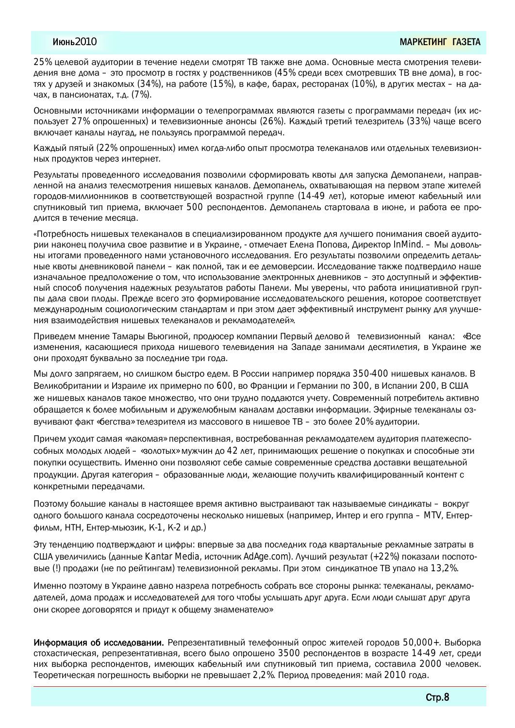25% целевой аудитории в течение недели смотрят ТВ также вне дома. Основные места смотрения телевидения вне дома – это просмотр в гостях у родственников (45% среди всех смотревших ТВ вне дома), в гостях у друзей и знакомых (34%), на работе (15%), в кафе, барах, ресторанах (10%), в других местах – на дачах, в пансионатах, т.д. (7%).

Основными источниками информации о телепрограммах являются газеты с программами передач (их использует 27% опрошенных) и телевизионные анонсы (26%). Каждый третий телезритель (33%) чаще всего включает каналы наугад, не пользуясь программой передач.

Каждый пятый (22% опрошенных) имел когда-либо опыт просмотра телеканалов или отдельных телевизионных продуктов через интернет.

Результаты проведенного исследования позволили сформировать квоты для запуска Демопанели, направленной на анализ телесмотрения нишевых каналов. Демопанель, охватывающая на первом этапе жителей городов-миллионников в соответствующей возрастной группе (14-49 лет), которые имеют кабельный или спутниковый тип приема, включает 500 респондентов. Демопанель стартовала в июне, и работа ее продлится в течение месяца.

«Потребность нишевых телеканалов в специализированном продукте для лучшего понимания своей аудитории наконец получила свое развитие и в Украине, - отмечает Елена Попова, Директор InMind. – Мы довольны итогами проведенного нами установочного исследования. Его результаты позволили определить детальные квоты дневниковой панели – как полной, так и ее демоверсии. Исследование также подтвердило наше изначальное предположение о том, что использование электронных дневников – это доступный и эффективный способ получения надежных результатов работы Панели. Мы уверены, что работа инициативной группы дала свои плоды. Прежде всего это формирование исследовательского решения, которое соответствует международным социологическим стандартам и при этом дает эффективный инструмент рынку для улучшения взаимодействия нишевых телеканалов и рекламодателей».

Приведем мнение Тамары Вьюгиной, продюсер компании Первый деловой телевизионный канал: «Все изменения, касающиеся прихода нишевого телевидения на Западе занимали десятилетия, в Украине же они проходят буквально за последние три года.

Мы долго запрягаем, но слишком быстро едем. В России например порядка 350-400 нишевых каналов. В Великобритании и Израиле их примерно по 600, во Франции и Германии по 300, в Испании 200, В США же нишевых каналов такое множество, что они трудно поддаются учету. Современный потребитель активно обращается к более мобильным и дружелюбным каналам доставки информации. Эфирные телеканалы озвучивают факт «бегства» телезрителя из массового в нишевое ТВ – это более 20% аудитории.

Причем уходит самая «лакомая» перспективная, востребованная рекламодателем аудитория платежеспособных молодых людей – «золотых» мужчин до 42 лет, принимающих решение о покупках и способные эти покупки осуществить. Именно они позволяют себе самые современные средства доставки вещательной продукции. Другая категория – образованные люди, желающие получить квалифицированный контент с конкретными передачами.

Поэтому большие каналы в настоящее время активно выстраивают так называемые синдикаты – вокруг одного большого канала сосредоточены несколько нишевых (например, Интер и его группа – MTV, Ентерфильм, НТН, Ентер-мьюзик, К-1, К-2 и др.)

Эту тенденцию подтверждают и цифры: впервые за два последних года квартальные рекламные затраты в США увеличились (данные Kantar Media, источник AdAge.com). Лучший результат (+22%) показали поспотовые (!) продажи (не по рейтингам) телевизионной рекламы. При этом синдикатное ТВ упало на 13,2%.

Именно поэтому в Украине давно назрела потребность собрать все стороны рынка: телеканалы, рекламодателей, дома продаж и исследователей для того чтобы услышать друг друга. Если люди слышат друг друга они скорее договорятся и придут к общему знаменателю»

**Информация об исследовании.** Репрезентативный телефонный опрос жителей городов 50,000+. Выборка стохастическая, репрезентативная, всего было опрошено 3500 респондентов в возрасте 14-49 лет, среди них выборка респондентов, имеющих кабельный или спутниковый тип приема, составила 2000 человек. Теоретическая погрешность выборки не превышает 2,2%. Период проведения: май 2010 года.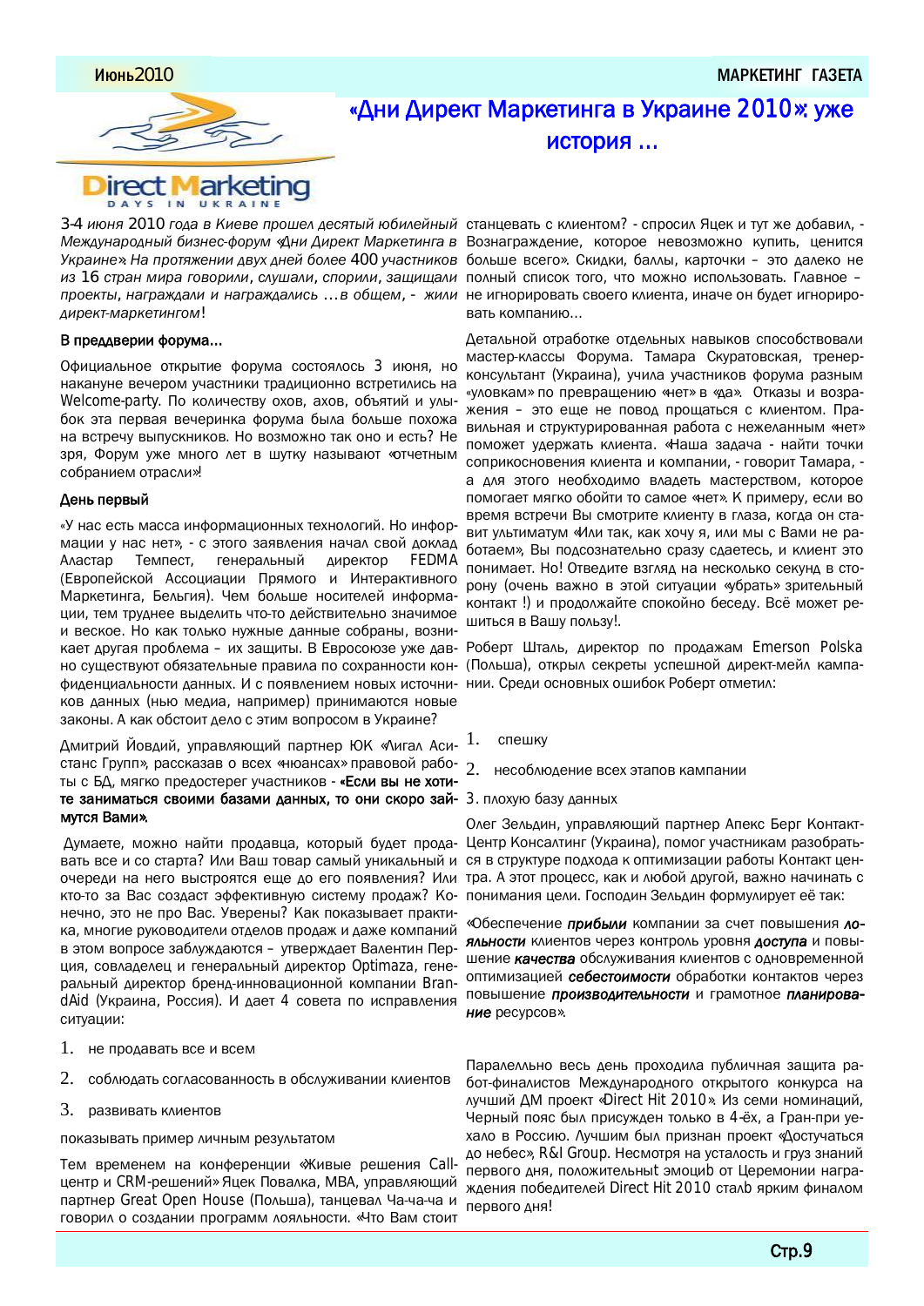# «Дни Директ Маркетинга в Украине 2010»: уже история ...

*3-4 июня 2010 года в Киеве прошел десятый юбилейный Международный бизнес-форум «Дни Директ Маркетинга в Украине». На протяжении двух дней более 400 участников из 16 стран мира говорили, слушали, спорили, защищали проекты, награждали и награждались …в общем, - жили директ-маркетингом!*

### В преддверии форума...

Официальное открытие форума состоялось 3 июня, но накануне вечером участники традиционно встретились на Welcome-party. По количеству охов, ахов, объятий и улыбок эта первая вечеринка форума была больше похожа на встречу выпускников. Но возможно так оно и есть? Не зря, Форум уже много лет в шутку называют «отчетным собранием отрасли»!

### День первый

«У нас есть масса информационных технологий. Но информации у нас нет», - с этого заявления начал свой доклад Аластар Темпест, генеральный директор FEDMA (Европейской Ассоциации Прямого и Интерактивного Маркетинга, Бельгия). Чем больше носителей информации, тем труднее выделить что-то действительно значимое и веское. Но как только нужные данные собраны, возникает другая проблема – их защиты. В Евросоюзе уже давно существуют обязательные правила по сохранности конфиденциальности данных. И с появлением новых источников данных (нью медиа, например) принимаются новые законы. А как обстоит дело с этим вопросом в Украине?

Дмитрий Йовдий, управляющий партнер ЮК «Лигал Асистанс Групп», рассказав о всех «нюансах» правовой работы с БД, мягко предостерег участников - **«Если вы не хотите заниматься своими базами данных, то они скоро займутся Вами».**

Думаете, можно найти продавца, который будет продавать все и со старта? Или Ваш товар самый уникальный и очереди на него выстроятся еще до его появления? Или кто-то за Вас создаст эффективную систему продаж? Конечно, это не про Вас. Уверены? Как показывает практика, многие руководители отделов продаж и даже компаний в этом вопросе заблуждаются – утверждает Валентин Перция, совладелец и генеральный директор Optimaza, генеральный директор бренд-инновационной компании BrandAid (Украина, Россия). И дает 4 совета по исправления ситуации:

1. не продавать все и всем
2. соблюдать согласованность в обслуживании клиентов
3. развивать клиентов

показывать пример личным результатом

Тем временем на конференции «Живые решения Call-центр и CRM-решений» Яцек Повалка, MBA, управляющий партнер Great Open House (Польша), танцевал Ча-ча-ча и говорил о создании программ лояльности. «Что Вам стоит станцевать с клиентом? - спросил Яцек и тут же добавил, - Вознаграждение, которое невозможно купить, ценится больше всего». Скидки, баллы, карточки – это далеко не полный список того, что можно использовать. Главное – не игнорировать своего клиента, иначе он будет игнорировать компанию...

Детальной отработке отдельных навыков способствовали мастер-классы Форума. Тамара Скуратовская, тренер-консультант (Украина), учила участников форума разным «уловкам» по превращению «нет» в «да». Отказы и возражения – это еще не повод прощаться с клиентом. Правильная и структурированная работа с нежеланным «нет» поможет удержать клиента. «Наша задача - найти точки соприкосновения клиента и компании, - говорит Тамара, - а для этого необходимо владеть мастерством, которое помогает мягко обойти то самое «нет». К примеру, если во время встречи Вы смотрите клиенту в глаза, когда он ставит ультиматум «Или так, как хочу я, или мы с Вами не работаем», Вы подсознательно сразу сдаетесь, и клиент это понимает. Но! Отведите взгляд на несколько секунд в сторону (очень важно в этой ситуации «убрать» зрительный контакт !) и продолжайте спокойно беседу. Всё может решиться в Вашу пользу!.

Роберт Шталь, директор по продажам Emerson Polska (Польша), открыл секреты успешной директ-мейл кампании. Среди основных ошибок Роберт отметил:

1. спешку
2. несоблюдение всех этапов кампании
3. плохую базу данных

Олег Зельдин, управляющий партнер Апекс Берг Контакт-Центр Консалтинг (Украина), помог участникам разобраться в структуре подхода к оптимизации работы Контакт центра. А этот процесс, как и любой другой, важно начинать с понимания цели. Господин Зельдин формулирует её так:

«Обеспечение ***прибыли*** компании за счет повышения ***лояльности*** клиентов через контроль уровня ***доступа*** и повышение ***качества*** обслуживания клиентов с одновременной оптимизацией ***себестоимости*** обработки контактов через повышение ***производительности*** и грамотное ***планирование*** ресурсов».

Паралельно весь день проходила публичная защита работ-финалистов Международного открытого конкурса на лучший ДМ проект «Direct Hit 2010». Из семи номинаций, Черный пояс был присужден только в 4-ёх, а Гран-при уехало в Россию. Лучшим был признан проект «Достучаться до небес», R&I Group. Несмотря на усталость и груз знаний первого дня, положительный эмоций от Церемонии награждения победителей Direct Hit 2010 сталь ярким финалом первого дня!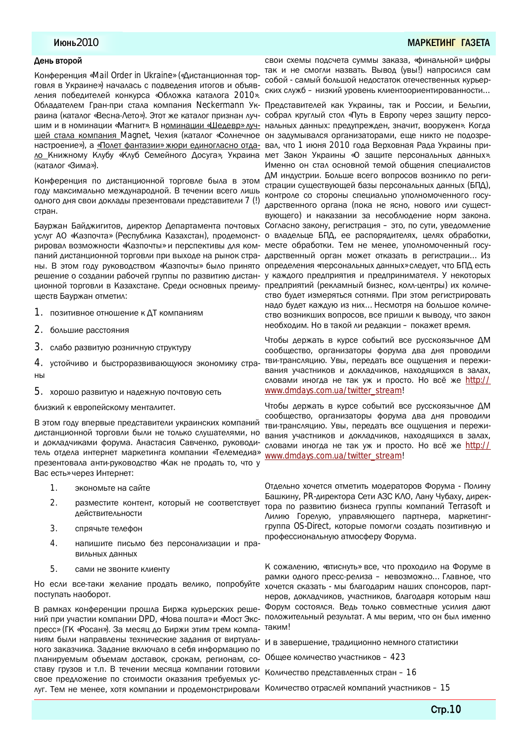**День второй**

Конференция «Mail Order in Ukraine» («Дистанционная торговля в Украине») началась с подведения итогов и объявления победителей конкурса «Обложка каталога 2010». Обладателем Гран-при стала компания Neckermann Украина (каталог «Весна-Лето»). Этот же каталог признан лучшим и в номинации «Магнит». В номинации «Шедевр» лучшей стала компания Magnet, Чехия (каталог «Солнечное настроение»), а «Полет фантазии» жюри единогласно отдало Книжному Клубу «Клуб Семейного Досуга», Украина (каталог «Зима»).

Конференция по дистанционной торговле была в этом году максимально международной. В течении всего лишь одного дня свои доклады презентовали представители 7 (!) стран.

Бауржан Байджигитов, директор Департамента почтовых услуг АО «Казпочта» (Республика Казахстан), продемонстрировал возможности «Казпочты» и перспективы для компаний дистанционной торговли при выходе на рынок страны. В этом году руководством «Казпочты» было принято решение о создании рабочей группы по развитию дистанционной торговли в Казахстане. Среди основных преимуществ Бауржан отметил:

1. позитивное отношение к ДТ компаниям
2. большие расстояния
3. слабо развитую розничную структуру
4. устойчиво и быстроразвивающуюся экономику страны
5. хорошо развитую и надежную почтовую сеть

близкий к европейскому менталитет.

В этом году впервые представители украинских компаний дистанционной торговли были не только слушателями, но и докладчиками форума. Анастасия Савченко, руководитель отдела интернет маркетинга компании «Телемедиа» презентовала анти-руководство «Как не продать то, что у Вас есть» через Интернет:

1. экономьте на сайте
2. разместите контент, который не соответствует действительности
3. спрячьте телефон
4. напишите письмо без персонализации и правильных данных
5. сами не звоните клиенту

Но если все-таки желание продать велико, попробуйте поступать наоборот.

В рамках конференции прошла Биржа курьерских решений при участии компании DPD, «Нова пошта» и «Мост Экспресс» (ГК «Росан»). За месяц до Биржи этим трем компаниям были направлены технические задания от виртуального заказчика. Задание включало в себя информацию по планируемым объемам доставок, срокам, регионам, составу грузов и т.п. В течении месяца компании готовили свое предложение по стоимости оказания требуемых услуг. Тем не менее, хотя компании и продемонстрировали свои схемы подсчета суммы заказа, «финальной» цифры так и не смогли назвать. Вывод (увы!) напросился сам собой - самый большой недостаток отечественных курьерских служб – низкий уровень клиентоориентированности…

Представителей как Украины, так и России, и Бельгии, собрал круглый стол «Путь в Европу через защиту персональных данных: предупрежден, значит, вооружен». Когда он задумывался организаторами, еще никто не подозревал, что 1 июня 2010 года Верховная Рада Украины примет Закон Украины «О защите персональных данных». Именно он стал основной темой общения специалистов ДМ индустрии. Больше всего вопросов возникло по регистрации существующей базы персональных данных (БПД), контроле со стороны специально уполномоченного государственного органа (пока не ясно, нового или существующего) и наказании за несоблюдение норм закона. Согласно закону, регистрация – это, по сути, уведомление о владельце БПД, ее распорядителях, целях обработки, месте обработки. Тем не менее, уполномоченный государственный орган может отказать в регистрации… Из определения «персональных данных» следует, что БПД есть у каждого предприятия и предпринимателя. У некоторых предприятий (рекламный бизнес, колл-центры) их количество будет измеряться сотнями. При этом регистрировать надо будет каждую из них… Несмотря на большое количество возникших вопросов, все пришли к выводу, что закон необходим. Но в такой ли редакции – покажет время.

Чтобы держать в курсе событий все русскоязычное ДМ сообщество, организаторы форума два дня проводили тви-трансляцию. Увы, передать все ощущения и переживания участников и докладчиков, находящихся в залах, словами иногда не так уж и просто. Но всё же http://www.dmdays.com.ua/twitter_stream!

Чтобы держать в курсе событий все русскоязычное ДМ сообщество, организаторы форума два дня проводили тви-трансляцию. Увы, передать все ощущения и переживания участников и докладчиков, находящихся в залах, словами иногда не так уж и просто. Но всё же http://www.dmdays.com.ua/twitter_stream!

Отдельно хочется отметить модераторов Форума - Полину Башкину, PR-директора Сети АЗС КЛО, Лану Чубаху, директора по развитию бизнеса группы компаний Terrasoft и Лилию Горелую, управляющего партнера, маркетинг-группа OS-Direct, которые помогли создать позитивную и профессиональную атмосферу Форума.

К сожалению, «втиснуть» все, что проходило на Форуме в рамки одного пресс-релиза – невозможно… Главное, что хочется сказать - мы благодарим наших спонсоров, партнеров, докладчиков, участников, благодаря которым наш Форум состоялся. Ведь только совместные усилия дают положительный результат. А мы верим, что он был именно таким!

И в завершение, традиционно немного статистики

Общее количество участников – 423

Количество представленных стран – 16

Количество отраслей компаний участников – 15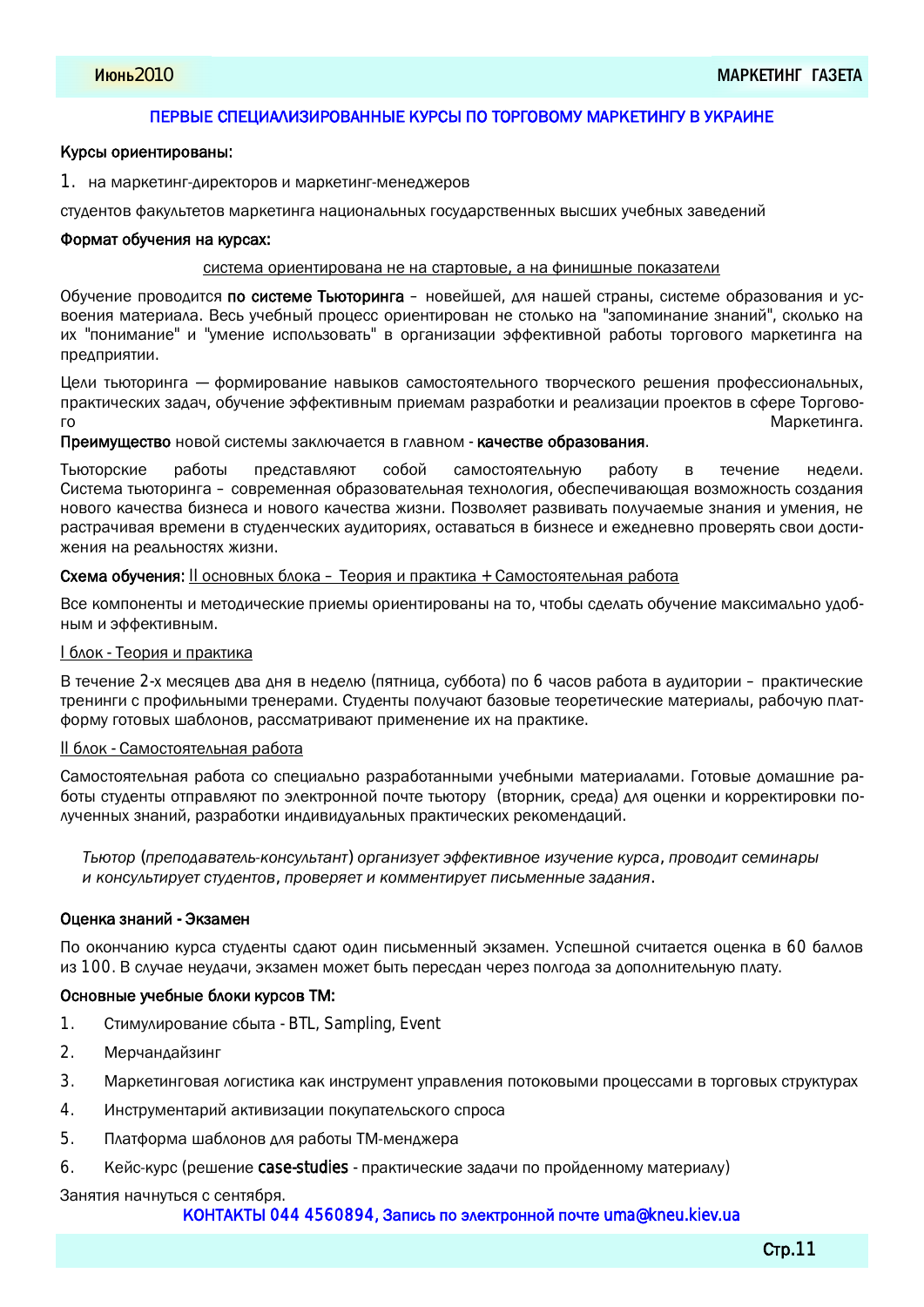## ПЕРВЫЕ СПЕЦИАЛИЗИРОВАННЫЕ КУРСЫ ПО ТОРГОВОМУ МАРКЕТИНГУ В УКРАИНЕ

**Курсы ориентированы:**

1. на маркетинг-директоров и маркетинг-менеджеров

студентов факультетов маркетинга национальных государственных высших учебных заведений

**Формат обучения на курсах:**

<u>система ориентирована не на стартовые, а на финишные показатели</u>

Обучение проводится **по системе Тьюторинга** – новейшей, для нашей страны, системе образования и усвоения материала. Весь учебный процесс ориентирован не столько на "запоминание знаний", сколько на их "понимание" и "умение использовать" в организации эффективной работы торгового маркетинга на предприятии.

Цели тьюторинга — формирование навыков самостоятельного творческого решения профессиональных, практических задач, обучение эффективным приемам разработки и реализации проектов в сфере Торгового Маркетинга.

**Преимущество** новой системы заключается в главном - **качестве образования**.

Тьюторские работы представляют собой самостоятельную работу в течение недели. Система тьюторинга – современная образовательная технология, обеспечивающая возможность создания нового качества бизнеса и нового качества жизни. Позволяет развивать получаемые знания и умения, не растрачивая времени в студенческих аудиториях, оставаться в бизнесе и ежедневно проверять свои достижения на реальностях жизни.

**Схема обучения:** <u>II основных блока – Теория и практика + Самостоятельная работа</u>

Все компоненты и методические приемы ориентированы на то, чтобы сделать обучение максимально удобным и эффективным.

<u>I блок - Теория и практика</u>

В течение 2-х месяцев два дня в неделю (пятница, суббота) по 6 часов работа в аудитории – практические тренинги с профильными тренерами. Студенты получают базовые теоретические материалы, рабочую платформу готовых шаблонов, рассматривают применение их на практике.

<u>II блок - Самостоятельная работа</u>

Самостоятельная работа со специально разработанными учебными материалами. Готовые домашние работы студенты отправляют по электронной почте тьютору (вторник, среда) для оценки и корректировки полученных знаний, разработки индивидуальных практических рекомендаций.

*Тьютор (преподаватель-консультант) организует эффективное изучение курса, проводит семинары и консультирует студентов, проверяет и комментирует письменные задания.*

**Оценка знаний - Экзамен**

По окончанию курса студенты сдают один письменный экзамен. Успешной считается оценка в 60 баллов из 100. В случае неудачи, экзамен может быть пересдан через полгода за дополнительную плату.

**Основные учебные блоки курсов ТМ:**

1. Стимулирование сбыта - BTL, Sampling, Event
2. Мерчандайзинг
3. Маркетинговая логистика как инструмент управления потоковыми процессами в торговых структурах
4. Инструментарий активизации покупательского спроса
5. Платформа шаблонов для работы ТМ-менджера
6. Кейс-курс (решение **case-studies** - практические задачи по пройденному материалу)

Занятия начнуться с сентября.

**КОНТАКТЫ 044 4560894, Запись по электронной почте uma@kneu.kiev.ua**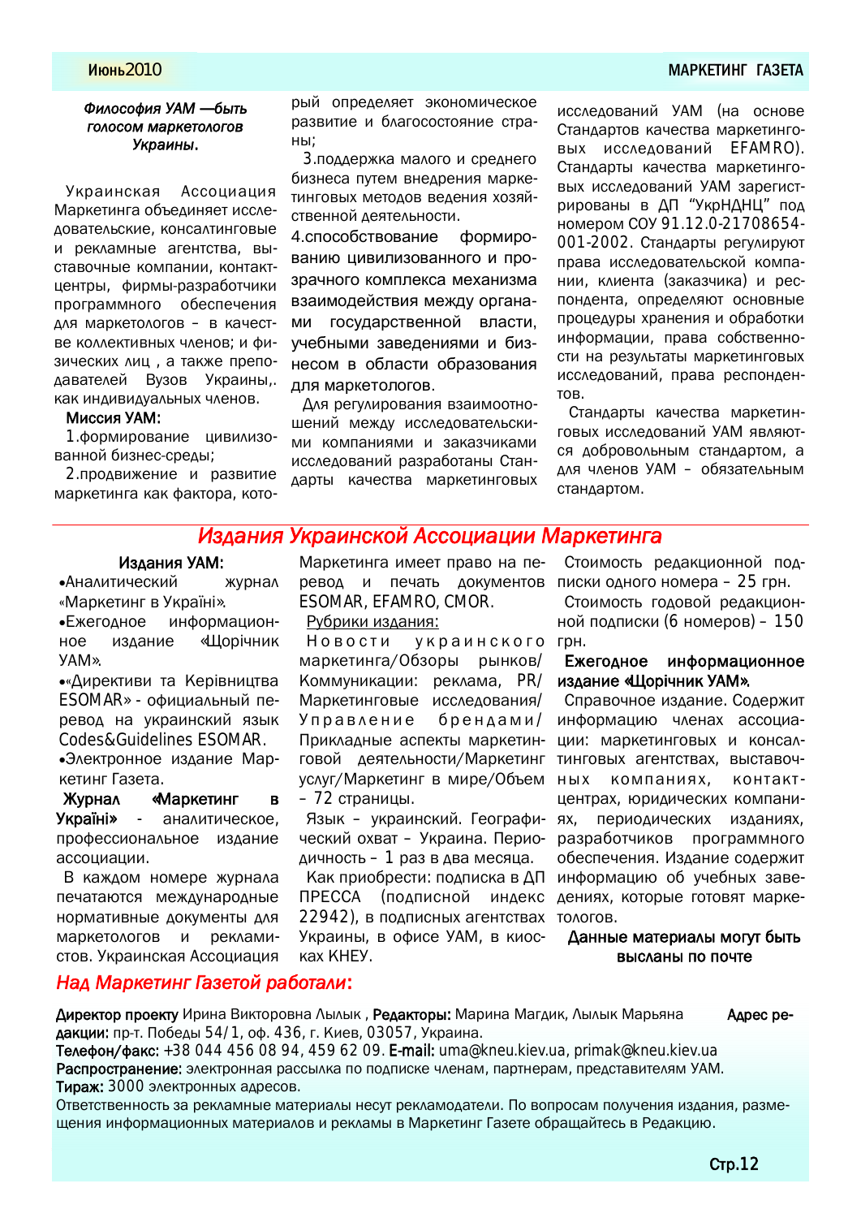***Философия УАМ —быть голосом маркетологов Украины.***

Украинская Ассоциация Маркетинга объединяет исследовательские, консалтинговые и рекламные агентства, выставочные компании, контакт-центры, фирмы-разработчики программного обеспечения для маркетологов – в качестве коллективных членов; и физических лиц , а также преподавателей Вузов Украины,. как индивидуальных членов.

**Миссия УАМ:**

1.формирование цивилизованной бизнес-среды;

2.продвижение и развитие маркетинга как фактора, который определяет экономическое развитие и благосостояние страны;

3.поддержка малого и среднего бизнеса путем внедрения маркетинговых методов ведения хозяйственной деятельности.

4.способствование формированию цивилизованного и прозрачного комплекса механизма взаимодействия между органами государственной власти, учебными заведениями и бизнесом в области образования для маркетологов.

Для регулирования взаимоотношений между исследовательскими компаниями и заказчиками исследований разработаны Стандарты качества маркетинговых исследований УАМ (на основе Стандартов качества маркетинговых исследований EFAMRO). Стандарты качества маркетинговых исследований УАМ зарегистрированы в ДП "УкрНДНЦ" под номером СОУ 91.12.0-21708654-001-2002. Стандарты регулируют права исследовательской компании, клиента (заказчика) и респондента, определяют основные процедуры хранения и обработки информации, права собственности на результаты маркетинговых исследований, права респондентов.

Стандарты качества маркетинговых исследований УАМ являются добровольным стандартом, а для членов УАМ – обязательным стандартом.

## *Издания Украинской Ассоциации Маркетинга*

**Издания УАМ:**

- Аналитический журнал «Маркетинг в Україні».
- Ежегодное информационное издание «Щорічник УАМ».
- «Директиви та Керівництва ESOMAR» - официальный перевод на украинский язык Codes&Guidelines ESOMAR.
- Электронное издание Маркетинг Газета.

**Журнал «Маркетинг в Україні»** - аналитическое, профессиональное издание ассоциации.

В каждом номере журнала печатаются международные нормативные документы для маркетологов и рекламистов. Украинская Ассоциация Маркетинга имеет право на перевод и печать документов ESOMAR, EFAMRO, CMOR.

Рубрики издания:

Новости украинского маркетинга/Обзоры рынков/ Коммуникации: реклама, PR/ Маркетинговые исследования/ Управление брендами/ Прикладные аспекты маркетинговой деятельности/Маркетинг услуг/Маркетинг в мире/Объем – 72 страницы.

Язык – украинский. Географический охват – Украина. Периодичность – 1 раз в два месяца.

Как приобрести: подписка в ДП ПРЕССА (подписной индекс 22942), в подписных агентствах Украины, в офисе УАМ, в киосках КНЕУ.

Стоимость редакционной подписки одного номера – 25 грн.

Стоимость годовой редакционной подписки (6 номеров) – 150 грн.

**Ежегодное информационное издание «Щорічник УАМ».**

Справочное издание. Содержит информацию членах ассоциации: маркетинговых и консалтинговых агентствах, выставочных компаниях, контакт-центрах, юридических компаниях, периодических изданиях, разработчиков программного обеспечения. Издание содержит информацию об учебных заведениях, которые готовят маркетологов.

**Данные материалы могут быть высланы по почте**

## *Над Маркетинг Газетой работали:*

**Директор проекту** Ирина Викторовна Лылык , **Редакторы:** Марина Магдик, Лылык Марьяна **Адрес редакции:** пр-т. Победы 54/1, оф. 436, г. Киев, 03057, Украина.
**Телефон/факс:** +38 044 456 08 94, 459 62 09. **E-mail:** uma@kneu.kiev.ua, primak@kneu.kiev.ua
**Распространение:** электронная рассылка по подписке членам, партнерам, представителям УАМ.
**Тираж:** 3000 электронных адресов.
Ответственность за рекламные материалы несут рекламодатели. По вопросам получения издания, размещения информационных материалов и рекламы в Маркетинг Газете обращайтесь в Редакцию.